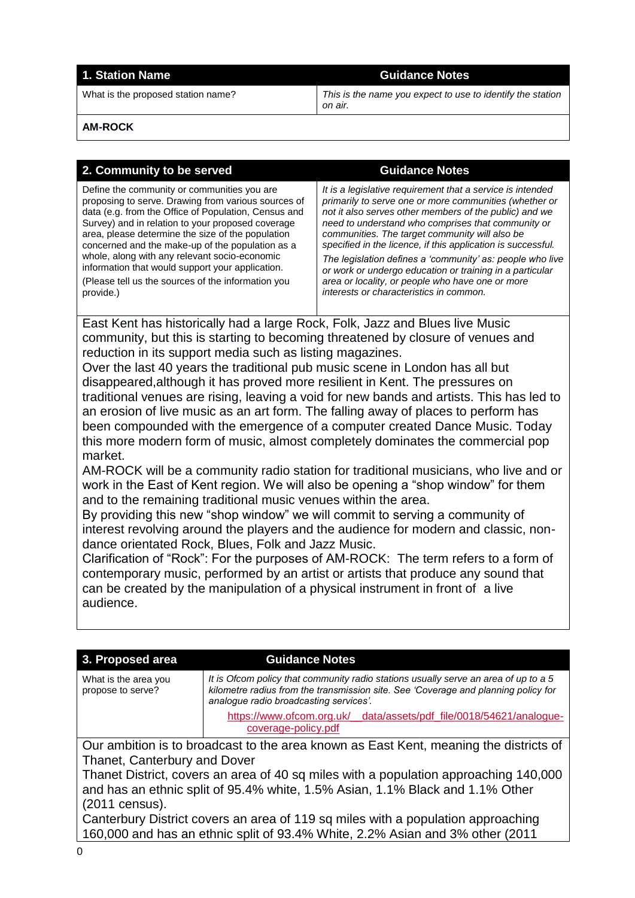| 1. Station Name | Guidance Notes |
|---|---|
| What is the proposed station name? | *This is the name you expect to use to identify the station on air.* |

**AM-ROCK**

| 2. Community to be served | Guidance Notes |
|---|---|
| Define the community or communities you are proposing to serve. Drawing from various sources of data (e.g. from the Office of Population, Census and Survey) and in relation to your proposed coverage area, please determine the size of the population concerned and the make-up of the population as a whole, along with any relevant socio-economic information that would support your application. (Please tell us the sources of the information you provide.) | *It is a legislative requirement that a service is intended primarily to serve one or more communities (whether or not it also serves other members of the public) and we need to understand who comprises that community or communities. The target community will also be specified in the licence, if this application is successful.* *The legislation defines a 'community' as: people who live or work or undergo education or training in a particular area or locality, or people who have one or more interests or characteristics in common.* |

East Kent has historically had a large Rock, Folk, Jazz and Blues live Music community, but this is starting to becoming threatened by closure of venues and reduction in its support media such as listing magazines.

Over the last 40 years the traditional pub music scene in London has all but disappeared,although it has proved more resilient in Kent. The pressures on traditional venues are rising, leaving a void for new bands and artists. This has led to an erosion of live music as an art form. The falling away of places to perform has been compounded with the emergence of a computer created Dance Music. Today this more modern form of music, almost completely dominates the commercial pop market.

AM-ROCK will be a community radio station for traditional musicians, who live and or work in the East of Kent region. We will also be opening a "shop window" for them and to the remaining traditional music venues within the area.

By providing this new "shop window" we will commit to serving a community of interest revolving around the players and the audience for modern and classic, non-dance orientated Rock, Blues, Folk and Jazz Music.

Clarification of "Rock": For the purposes of AM-ROCK: The term refers to a form of contemporary music, performed by an artist or artists that produce any sound that can be created by the manipulation of a physical instrument in front of a live audience.

| 3. Proposed area | Guidance Notes |
|---|---|
| What is the area you propose to serve? | *It is Ofcom policy that community radio stations usually serve an area of up to a 5 kilometre radius from the transmission site. See 'Coverage and planning policy for analogue radio broadcasting services'.* https://www.ofcom.org.uk/__data/assets/pdf_file/0018/54621/analogue-coverage-policy.pdf |

Our ambition is to broadcast to the area known as East Kent, meaning the districts of Thanet, Canterbury and Dover

Thanet District, covers an area of 40 sq miles with a population approaching 140,000 and has an ethnic split of 95.4% white, 1.5% Asian, 1.1% Black and 1.1% Other (2011 census).

Canterbury District covers an area of 119 sq miles with a population approaching 160,000 and has an ethnic split of 93.4% White, 2.2% Asian and 3% other (2011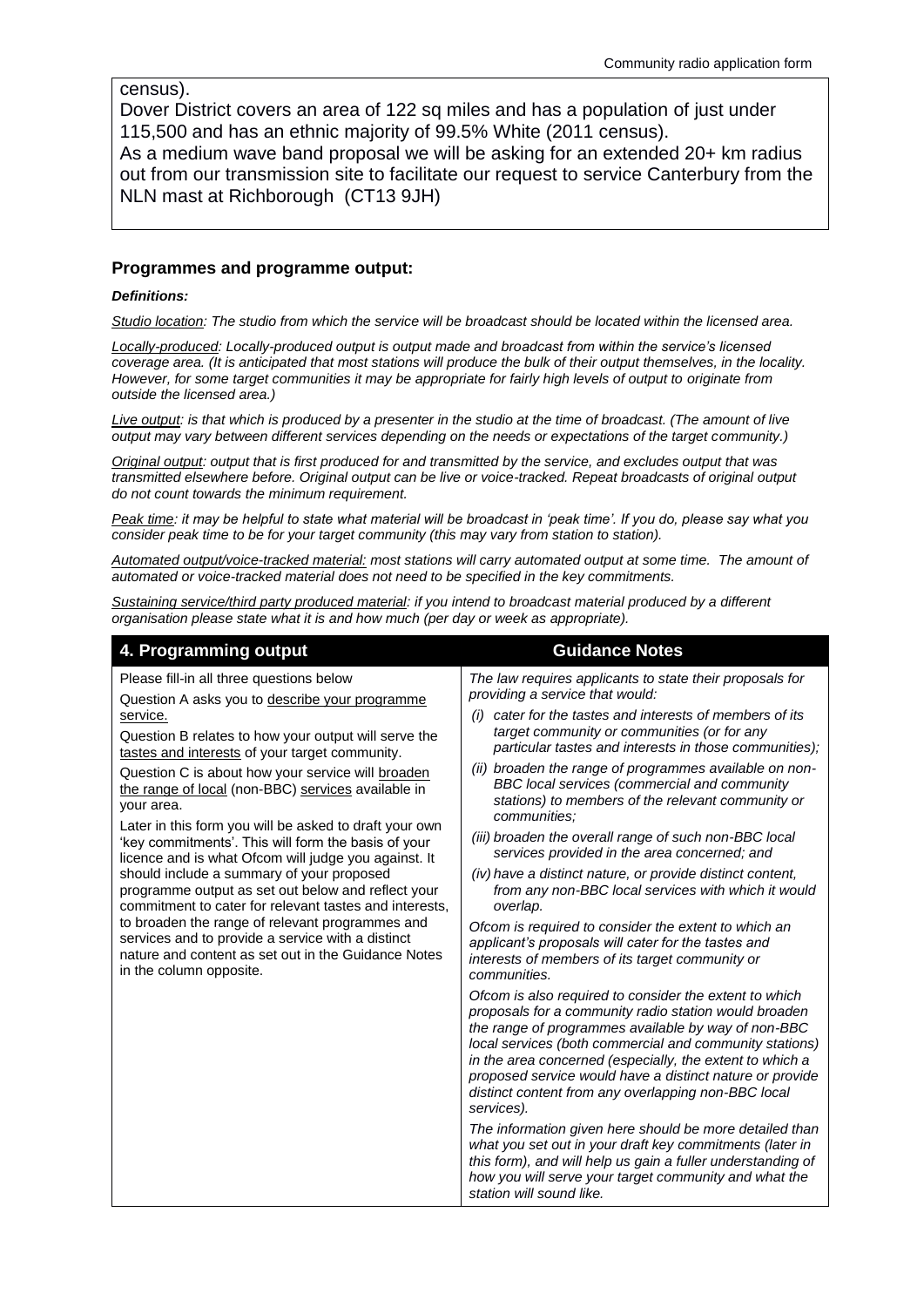census).

Dover District covers an area of 122 sq miles and has a population of just under 115,500 and has an ethnic majority of 99.5% White (2011 census).

As a medium wave band proposal we will be asking for an extended 20+ km radius out from our transmission site to facilitate our request to service Canterbury from the NLN mast at Richborough (CT13 9JH)

### Programmes and programme output:

***Definitions:***

*Studio location: The studio from which the service will be broadcast should be located within the licensed area.*

*Locally-produced: Locally-produced output is output made and broadcast from within the service's licensed coverage area. (It is anticipated that most stations will produce the bulk of their output themselves, in the locality. However, for some target communities it may be appropriate for fairly high levels of output to originate from outside the licensed area.)*

*Live output: is that which is produced by a presenter in the studio at the time of broadcast. (The amount of live output may vary between different services depending on the needs or expectations of the target community.)*

*Original output: output that is first produced for and transmitted by the service, and excludes output that was transmitted elsewhere before. Original output can be live or voice-tracked. Repeat broadcasts of original output do not count towards the minimum requirement.*

*Peak time: it may be helpful to state what material will be broadcast in 'peak time'. If you do, please say what you consider peak time to be for your target community (this may vary from station to station).*

*Automated output/voice-tracked material: most stations will carry automated output at some time. The amount of automated or voice-tracked material does not need to be specified in the key commitments.*

*Sustaining service/third party produced material: if you intend to broadcast material produced by a different organisation please state what it is and how much (per day or week as appropriate).*

| **4. Programming output** | **Guidance Notes** |
|---|---|
| Please fill-in all three questions below<br><br>Question A asks you to describe your programme service.<br><br>Question B relates to how your output will serve the tastes and interests of your target community.<br><br>Question C is about how your service will broaden the range of local (non-BBC) services available in your area.<br><br>Later in this form you will be asked to draft your own 'key commitments'. This will form the basis of your licence and is what Ofcom will judge you against. It should include a summary of your proposed programme output as set out below and reflect your commitment to cater for relevant tastes and interests, to broaden the range of relevant programmes and services and to provide a service with a distinct nature and content as set out in the Guidance Notes in the column opposite. | *The law requires applicants to state their proposals for providing a service that would:*<br><br>*(i) cater for the tastes and interests of members of its target community or communities (or for any particular tastes and interests in those communities);*<br><br>*(ii) broaden the range of programmes available on non-BBC local services (commercial and community stations) to members of the relevant community or communities;*<br><br>*(iii) broaden the overall range of such non-BBC local services provided in the area concerned; and*<br><br>*(iv) have a distinct nature, or provide distinct content, from any non-BBC local services with which it would overlap.*<br><br>*Ofcom is required to consider the extent to which an applicant's proposals will cater for the tastes and interests of members of its target community or communities.*<br><br>*Ofcom is also required to consider the extent to which proposals for a community radio station would broaden the range of programmes available by way of non-BBC local services (both commercial and community stations) in the area concerned (especially, the extent to which a proposed service would have a distinct nature or provide distinct content from any overlapping non-BBC local services).*<br><br>*The information given here should be more detailed than what you set out in your draft key commitments (later in this form), and will help us gain a fuller understanding of how you will serve your target community and what the station will sound like.* |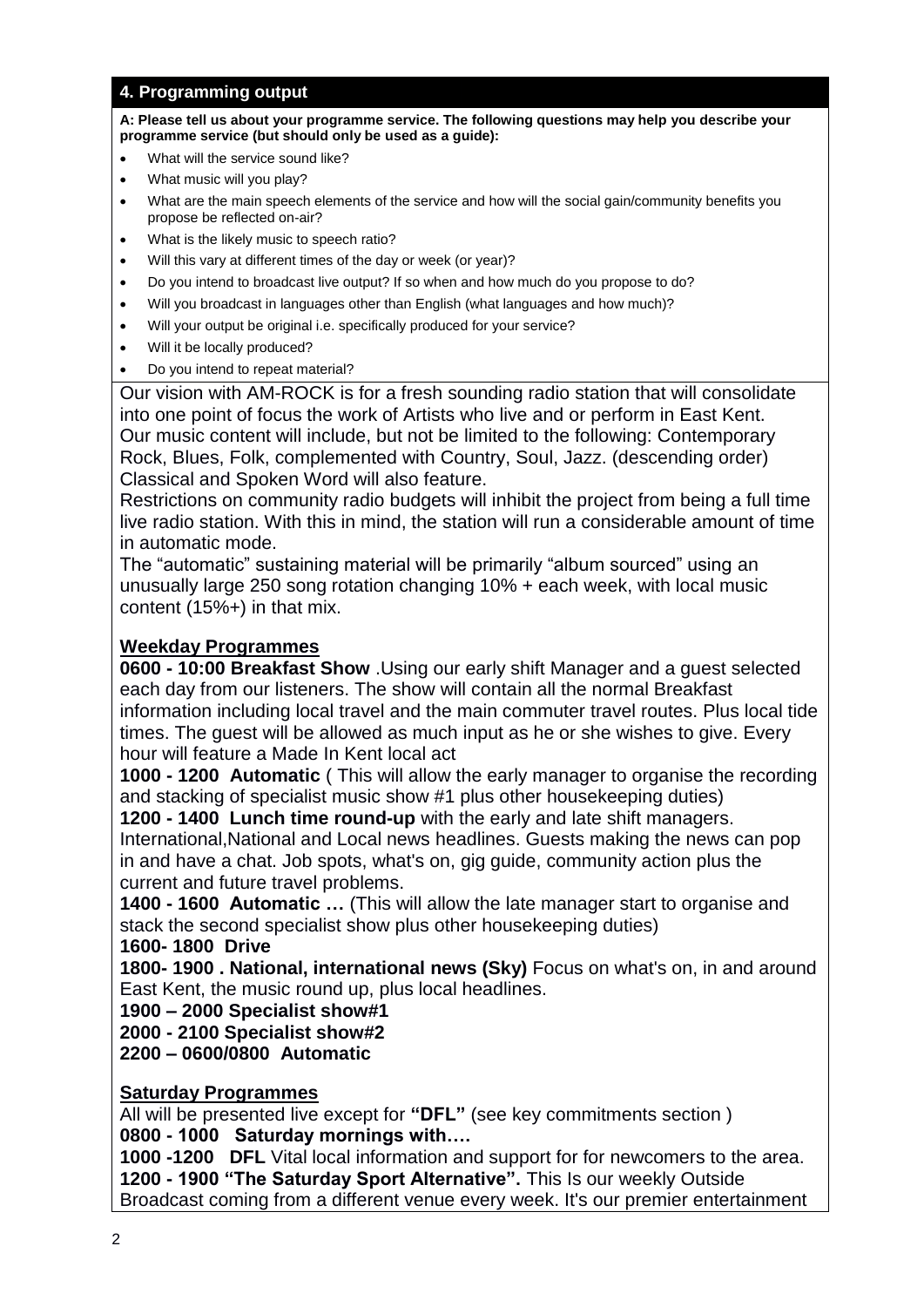## 4. Programming output

**A: Please tell us about your programme service. The following questions may help you describe your programme service (but should only be used as a guide):**

- What will the service sound like?
- What music will you play?
- What are the main speech elements of the service and how will the social gain/community benefits you propose be reflected on-air?
- What is the likely music to speech ratio?
- Will this vary at different times of the day or week (or year)?
- Do you intend to broadcast live output? If so when and how much do you propose to do?
- Will you broadcast in languages other than English (what languages and how much)?
- Will your output be original i.e. specifically produced for your service?
- Will it be locally produced?
- Do you intend to repeat material?

Our vision with AM-ROCK is for a fresh sounding radio station that will consolidate into one point of focus the work of Artists who live and or perform in East Kent. Our music content will include, but not be limited to the following: Contemporary Rock, Blues, Folk, complemented with Country, Soul, Jazz. (descending order) Classical and Spoken Word will also feature.

Restrictions on community radio budgets will inhibit the project from being a full time live radio station. With this in mind, the station will run a considerable amount of time in automatic mode.

The "automatic" sustaining material will be primarily "album sourced" using an unusually large 250 song rotation changing 10% + each week, with local music content (15%+) in that mix.

### Weekday Programmes

**0600 - 10:00 Breakfast Show** .Using our early shift Manager and a guest selected each day from our listeners. The show will contain all the normal Breakfast information including local travel and the main commuter travel routes. Plus local tide times. The guest will be allowed as much input as he or she wishes to give. Every hour will feature a Made In Kent local act

**1000 - 1200 Automatic** ( This will allow the early manager to organise the recording and stacking of specialist music show #1 plus other housekeeping duties)

**1200 - 1400 Lunch time round-up** with the early and late shift managers. International,National and Local news headlines. Guests making the news can pop in and have a chat. Job spots, what's on, gig guide, community action plus the current and future travel problems.

**1400 - 1600 Automatic …** (This will allow the late manager start to organise and stack the second specialist show plus other housekeeping duties)

**1600- 1800 Drive**

**1800- 1900 . National, international news (Sky)** Focus on what's on, in and around East Kent, the music round up, plus local headlines.

**1900 – 2000 Specialist show#1**

**2000 - 2100 Specialist show#2**

**2200 – 0600/0800 Automatic**

### Saturday Programmes

All will be presented live except for **"DFL"** (see key commitments section )

**0800 - 1000 Saturday mornings with….**

**1000 -1200 DFL** Vital local information and support for for newcomers to the area.

**1200 - 1900 "The Saturday Sport Alternative".** This Is our weekly Outside Broadcast coming from a different venue every week. It's our premier entertainment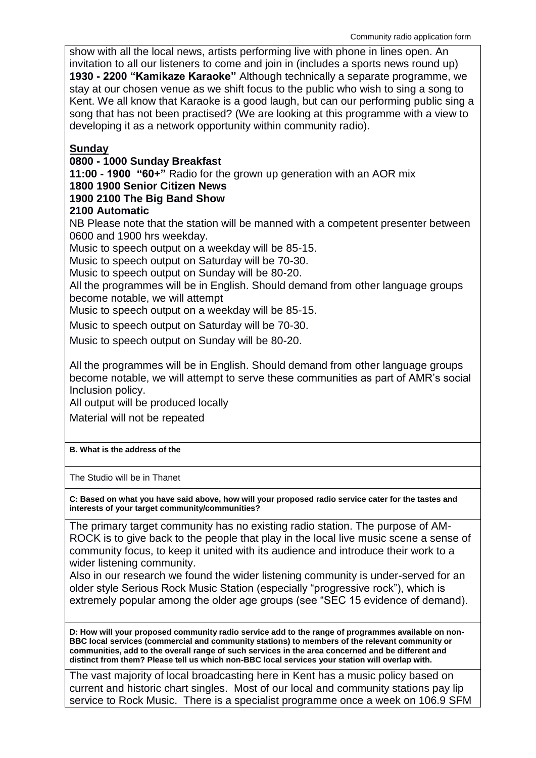show with all the local news, artists performing live with phone in lines open. An invitation to all our listeners to come and join in (includes a sports news round up)
**1930 - 2200 "Kamikaze Karaoke"** Although technically a separate programme, we stay at our chosen venue as we shift focus to the public who wish to sing a song to Kent. We all know that Karaoke is a good laugh, but can our performing public sing a song that has not been practised? (We are looking at this programme with a view to developing it as a network opportunity within community radio).

**Sunday**

**0800 - 1000 Sunday Breakfast**
**11:00 - 1900 "60+"** Radio for the grown up generation with an AOR mix
**1800 1900 Senior Citizen News**
**1900 2100 The Big Band Show**
**2100 Automatic**

NB Please note that the station will be manned with a competent presenter between 0600 and 1900 hrs weekday.
Music to speech output on a weekday will be 85-15.
Music to speech output on Saturday will be 70-30.
Music to speech output on Sunday will be 80-20.
All the programmes will be in English. Should demand from other language groups become notable, we will attempt
Music to speech output on a weekday will be 85-15.

Music to speech output on Saturday will be 70-30.

Music to speech output on Sunday will be 80-20.

All the programmes will be in English. Should demand from other language groups become notable, we will attempt to serve these communities as part of AMR's social Inclusion policy.
All output will be produced locally

Material will not be repeated

**B. What is the address of the**

The Studio will be in Thanet

**C: Based on what you have said above, how will your proposed radio service cater for the tastes and interests of your target community/communities?**

The primary target community has no existing radio station. The purpose of AM-ROCK is to give back to the people that play in the local live music scene a sense of community focus, to keep it united with its audience and introduce their work to a wider listening community.
Also in our research we found the wider listening community is under-served for an older style Serious Rock Music Station (especially "progressive rock"), which is extremely popular among the older age groups (see "SEC 15 evidence of demand).

**D: How will your proposed community radio service add to the range of programmes available on non-BBC local services (commercial and community stations) to members of the relevant community or communities, add to the overall range of such services in the area concerned and be different and distinct from them? Please tell us which non-BBC local services your station will overlap with.**

The vast majority of local broadcasting here in Kent has a music policy based on current and historic chart singles. Most of our local and community stations pay lip service to Rock Music. There is a specialist programme once a week on 106.9 SFM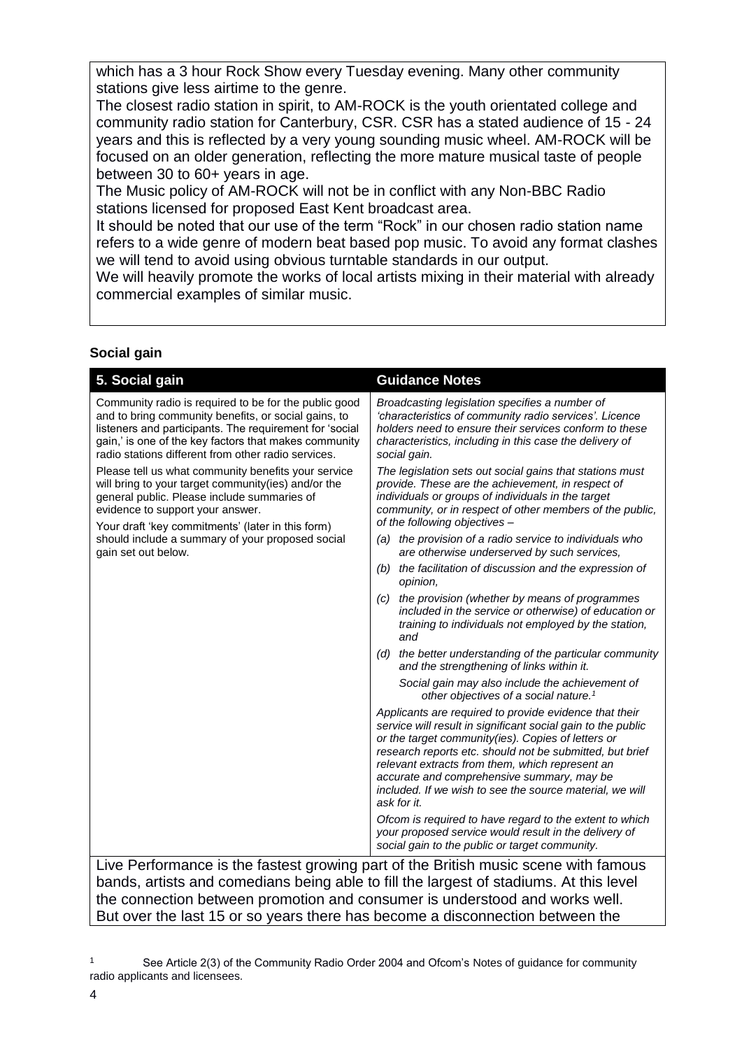which has a 3 hour Rock Show every Tuesday evening. Many other community stations give less airtime to the genre.

The closest radio station in spirit, to AM-ROCK is the youth orientated college and community radio station for Canterbury, CSR. CSR has a stated audience of 15 - 24 years and this is reflected by a very young sounding music wheel. AM-ROCK will be focused on an older generation, reflecting the more mature musical taste of people between 30 to 60+ years in age.

The Music policy of AM-ROCK will not be in conflict with any Non-BBC Radio stations licensed for proposed East Kent broadcast area.

It should be noted that our use of the term "Rock" in our chosen radio station name refers to a wide genre of modern beat based pop music. To avoid any format clashes we will tend to avoid using obvious turntable standards in our output.

We will heavily promote the works of local artists mixing in their material with already commercial examples of similar music.

### Social gain

| 5. Social gain | Guidance Notes |
|---|---|
| Community radio is required to be for the public good and to bring community benefits, or social gains, to listeners and participants. The requirement for 'social gain,' is one of the key factors that makes community radio stations different from other radio services.<br><br>Please tell us what community benefits your service will bring to your target community(ies) and/or the general public. Please include summaries of evidence to support your answer.<br><br>Your draft 'key commitments' (later in this form) should include a summary of your proposed social gain set out below. | *Broadcasting legislation specifies a number of 'characteristics of community radio services'. Licence holders need to ensure their services conform to these characteristics, including in this case the delivery of social gain.*<br><br>*The legislation sets out social gains that stations must provide. These are the achievement, in respect of individuals or groups of individuals in the target community, or in respect of other members of the public, of the following objectives –*<br><br>*(a) the provision of a radio service to individuals who are otherwise underserved by such services,*<br><br>*(b) the facilitation of discussion and the expression of opinion,*<br><br>*(c) the provision (whether by means of programmes included in the service or otherwise) of education or training to individuals not employed by the station, and*<br><br>*(d) the better understanding of the particular community and the strengthening of links within it.*<br><br>*Social gain may also include the achievement of other objectives of a social nature.*[1]<br><br>*Applicants are required to provide evidence that their service will result in significant social gain to the public or the target community(ies). Copies of letters or research reports etc. should not be submitted, but brief relevant extracts from them, which represent an accurate and comprehensive summary, may be included. If we wish to see the source material, we will ask for it.*<br><br>*Ofcom is required to have regard to the extent to which your proposed service would result in the delivery of social gain to the public or target community.* |

Live Performance is the fastest growing part of the British music scene with famous bands, artists and comedians being able to fill the largest of stadiums. At this level the connection between promotion and consumer is understood and works well. But over the last 15 or so years there has become a disconnection between the

[1] See Article 2(3) of the Community Radio Order 2004 and Ofcom's Notes of guidance for community radio applicants and licensees.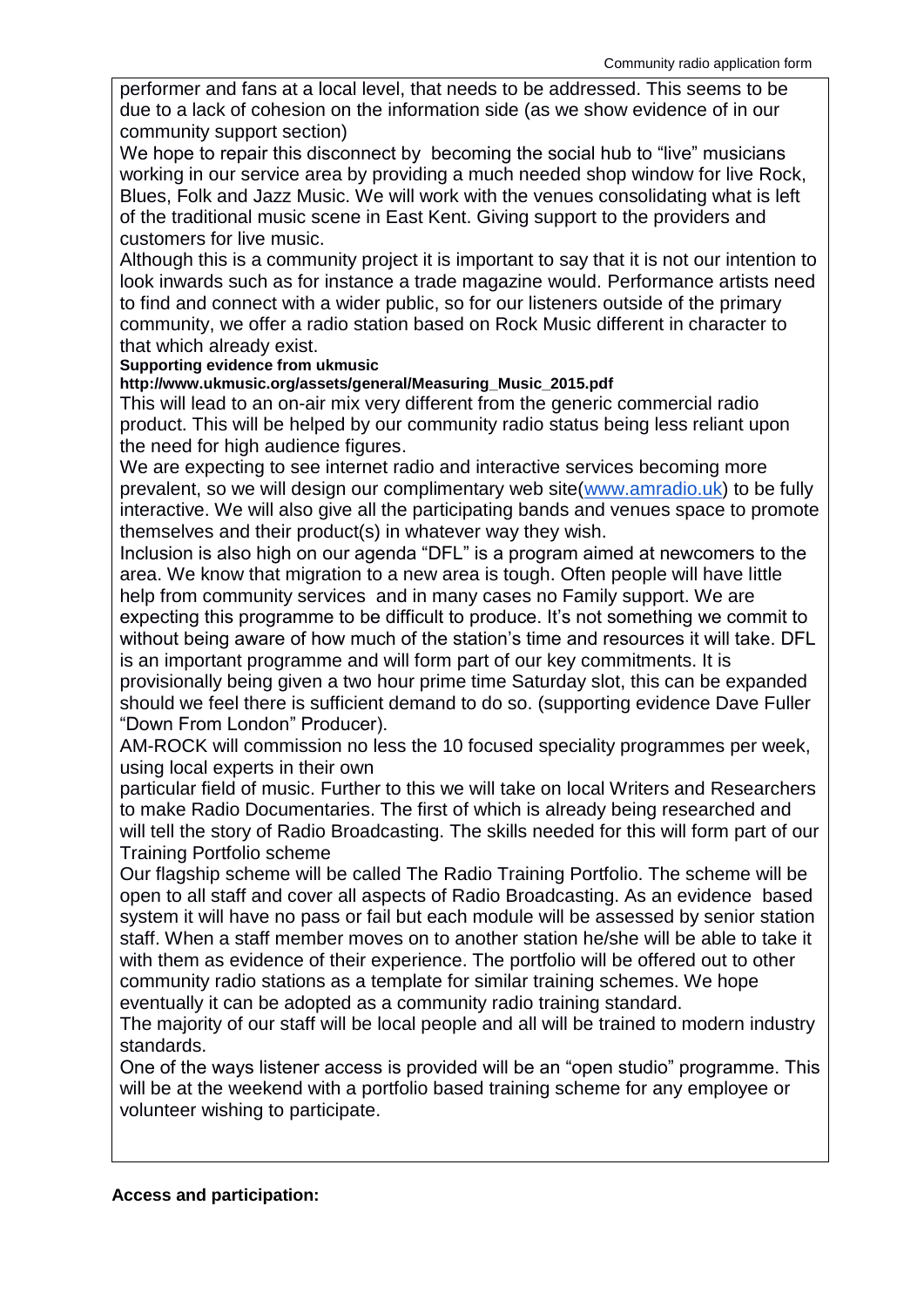performer and fans at a local level, that needs to be addressed. This seems to be due to a lack of cohesion on the information side (as we show evidence of in our community support section)

We hope to repair this disconnect by becoming the social hub to "live" musicians working in our service area by providing a much needed shop window for live Rock, Blues, Folk and Jazz Music. We will work with the venues consolidating what is left of the traditional music scene in East Kent. Giving support to the providers and customers for live music.

Although this is a community project it is important to say that it is not our intention to look inwards such as for instance a trade magazine would. Performance artists need to find and connect with a wider public, so for our listeners outside of the primary community, we offer a radio station based on Rock Music different in character to that which already exist.

**Supporting evidence from ukmusic**
**http://www.ukmusic.org/assets/general/Measuring_Music_2015.pdf**

This will lead to an on-air mix very different from the generic commercial radio product. This will be helped by our community radio status being less reliant upon the need for high audience figures.

We are expecting to see internet radio and interactive services becoming more prevalent, so we will design our complimentary web site(www.amradio.uk) to be fully interactive. We will also give all the participating bands and venues space to promote themselves and their product(s) in whatever way they wish.

Inclusion is also high on our agenda "DFL" is a program aimed at newcomers to the area. We know that migration to a new area is tough. Often people will have little help from community services and in many cases no Family support. We are expecting this programme to be difficult to produce. It's not something we commit to without being aware of how much of the station's time and resources it will take. DFL is an important programme and will form part of our key commitments. It is provisionally being given a two hour prime time Saturday slot, this can be expanded should we feel there is sufficient demand to do so. (supporting evidence Dave Fuller "Down From London" Producer).

AM-ROCK will commission no less the 10 focused speciality programmes per week, using local experts in their own particular field of music. Further to this we will take on local Writers and Researchers to make Radio Documentaries. The first of which is already being researched and will tell the story of Radio Broadcasting. The skills needed for this will form part of our Training Portfolio scheme

Our flagship scheme will be called The Radio Training Portfolio. The scheme will be open to all staff and cover all aspects of Radio Broadcasting. As an evidence based system it will have no pass or fail but each module will be assessed by senior station staff. When a staff member moves on to another station he/she will be able to take it with them as evidence of their experience. The portfolio will be offered out to other community radio stations as a template for similar training schemes. We hope eventually it can be adopted as a community radio training standard.

The majority of our staff will be local people and all will be trained to modern industry standards.

One of the ways listener access is provided will be an "open studio" programme. This will be at the weekend with a portfolio based training scheme for any employee or volunteer wishing to participate.

**Access and participation:**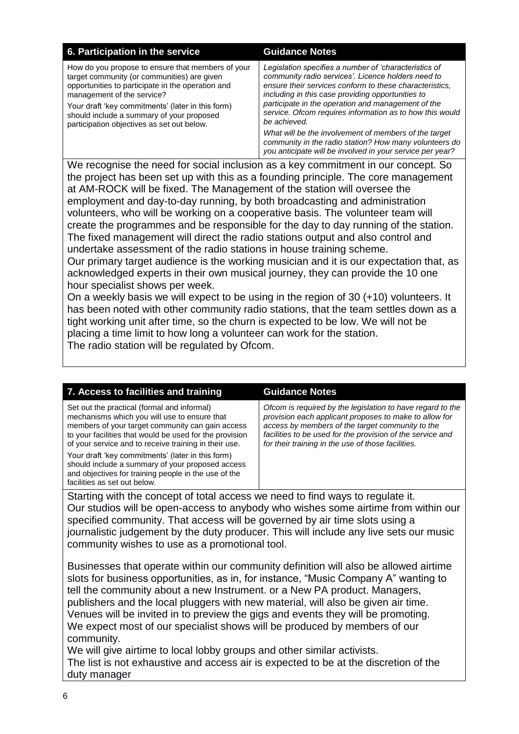| 6. Participation in the service | Guidance Notes |
| --- | --- |
| How do you propose to ensure that members of your target community (or communities) are given opportunities to participate in the operation and management of the service?<br><br>Your draft 'key commitments' (later in this form) should include a summary of your proposed participation objectives as set out below. | *Legislation specifies a number of 'characteristics of community radio services'. Licence holders need to ensure their services conform to these characteristics, including in this case providing opportunities to participate in the operation and management of the service. Ofcom requires information as to how this would be achieved.*<br><br>*What will be the involvement of members of the target community in the radio station? How many volunteers do you anticipate will be involved in your service per year?* |

We recognise the need for social inclusion as a key commitment in our concept. So the project has been set up with this as a founding principle. The core management at AM-ROCK will be fixed. The Management of the station will oversee the employment and day-to-day running, by both broadcasting and administration volunteers, who will be working on a cooperative basis. The volunteer team will create the programmes and be responsible for the day to day running of the station. The fixed management will direct the radio stations output and also control and undertake assessment of the radio stations in house training scheme.

Our primary target audience is the working musician and it is our expectation that, as acknowledged experts in their own musical journey, they can provide the 10 one hour specialist shows per week.

On a weekly basis we will expect to be using in the region of 30 (+10) volunteers. It has been noted with other community radio stations, that the team settles down as a tight working unit after time, so the churn is expected to be low. We will not be placing a time limit to how long a volunteer can work for the station.

The radio station will be regulated by Ofcom.

| 7. Access to facilities and training | Guidance Notes |
| --- | --- |
| Set out the practical (formal and informal) mechanisms which you will use to ensure that members of your target community can gain access to your facilities that would be used for the provision of your service and to receive training in their use.<br><br>Your draft 'key commitments' (later in this form) should include a summary of your proposed access and objectives for training people in the use of the facilities as set out below. | *Ofcom is required by the legislation to have regard to the provision each applicant proposes to make to allow for access by members of the target community to the facilities to be used for the provision of the service and for their training in the use of those facilities.* |

Starting with the concept of total access we need to find ways to regulate it. Our studios will be open-access to anybody who wishes some airtime from within our specified community. That access will be governed by air time slots using a journalistic judgement by the duty producer. This will include any live sets our music community wishes to use as a promotional tool.

Businesses that operate within our community definition will also be allowed airtime slots for business opportunities, as in, for instance, "Music Company A" wanting to tell the community about a new Instrument. or a New PA product. Managers, publishers and the local pluggers with new material, will also be given air time. Venues will be invited in to preview the gigs and events they will be promoting. We expect most of our specialist shows will be produced by members of our community.

We will give airtime to local lobby groups and other similar activists.

The list is not exhaustive and access air is expected to be at the discretion of the duty manager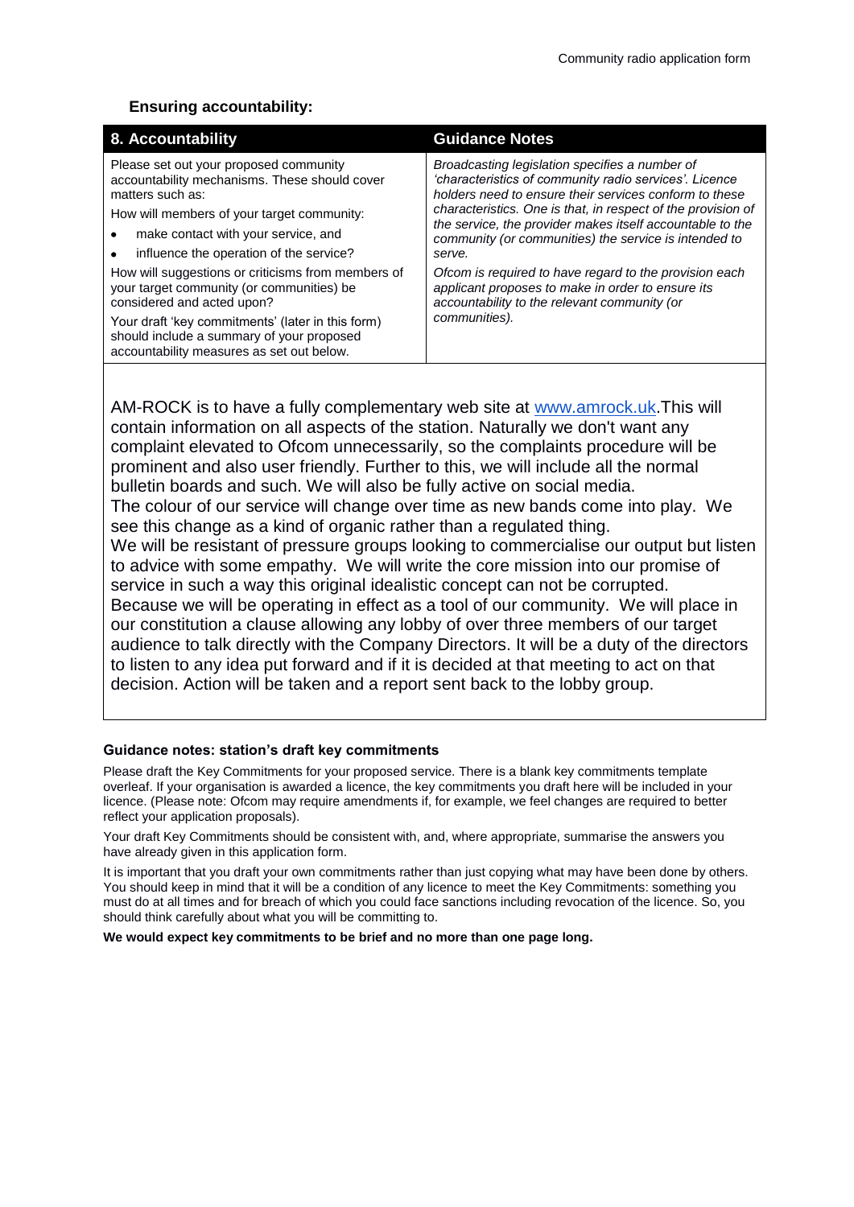### Ensuring accountability:

| 8. Accountability | Guidance Notes |
| --- | --- |
| Please set out your proposed community accountability mechanisms. These should cover matters such as:<br><br>How will members of your target community:<br>• make contact with your service, and<br>• influence the operation of the service?<br><br>How will suggestions or criticisms from members of your target community (or communities) be considered and acted upon?<br><br>Your draft 'key commitments' (later in this form) should include a summary of your proposed accountability measures as set out below. | *Broadcasting legislation specifies a number of 'characteristics of community radio services'. Licence holders need to ensure their services conform to these characteristics. One is that, in respect of the provision of the service, the provider makes itself accountable to the community (or communities) the service is intended to serve.*<br><br>*Ofcom is required to have regard to the provision each applicant proposes to make in order to ensure its accountability to the relevant community (or communities).* |

AM-ROCK is to have a fully complementary web site at [www.amrock.uk](www.amrock.uk).This will contain information on all aspects of the station. Naturally we don't want any complaint elevated to Ofcom unnecessarily, so the complaints procedure will be prominent and also user friendly. Further to this, we will include all the normal bulletin boards and such. We will also be fully active on social media.
The colour of our service will change over time as new bands come into play. We see this change as a kind of organic rather than a regulated thing.
We will be resistant of pressure groups looking to commercialise our output but listen to advice with some empathy. We will write the core mission into our promise of service in such a way this original idealistic concept can not be corrupted.
Because we will be operating in effect as a tool of our community. We will place in our constitution a clause allowing any lobby of over three members of our target audience to talk directly with the Company Directors. It will be a duty of the directors to listen to any idea put forward and if it is decided at that meeting to act on that decision. Action will be taken and a report sent back to the lobby group.

#### Guidance notes: station's draft key commitments

Please draft the Key Commitments for your proposed service. There is a blank key commitments template overleaf. If your organisation is awarded a licence, the key commitments you draft here will be included in your licence. (Please note: Ofcom may require amendments if, for example, we feel changes are required to better reflect your application proposals).

Your draft Key Commitments should be consistent with, and, where appropriate, summarise the answers you have already given in this application form.

It is important that you draft your own commitments rather than just copying what may have been done by others. You should keep in mind that it will be a condition of any licence to meet the Key Commitments: something you must do at all times and for breach of which you could face sanctions including revocation of the licence. So, you should think carefully about what you will be committing to.

**We would expect key commitments to be brief and no more than one page long.**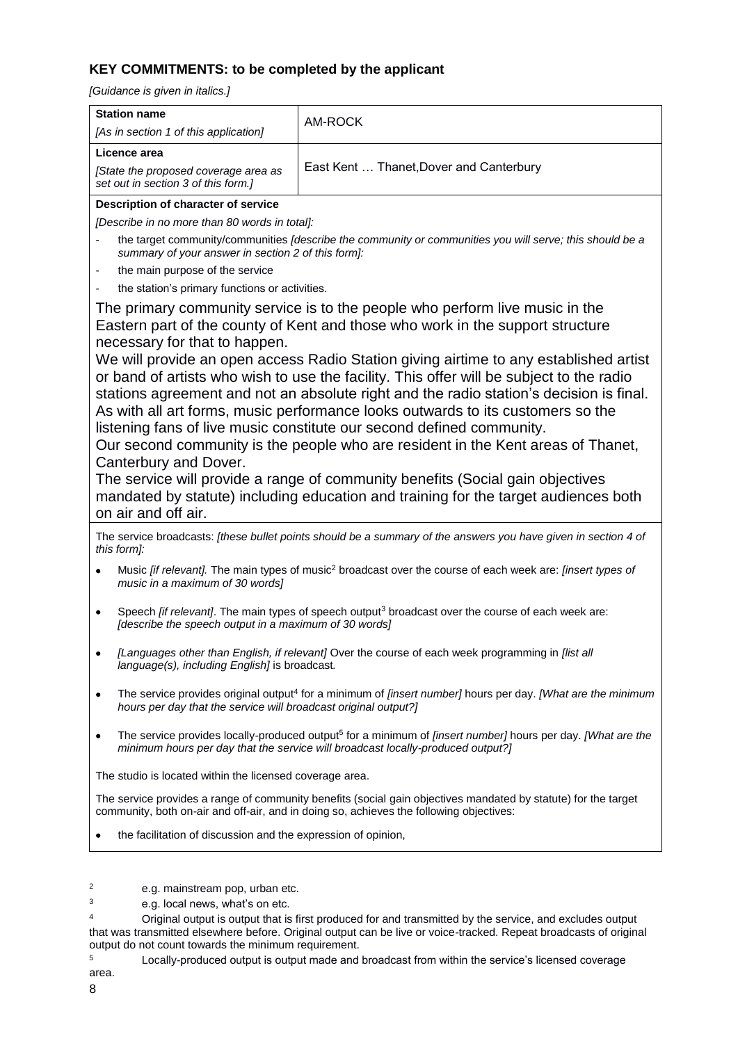## KEY COMMITMENTS: to be completed by the applicant

*[Guidance is given in italics.]*

| **Station name** *[As in section 1 of this application]* | AM-ROCK |
|---|---|
| **Licence area** *[State the proposed coverage area as set out in section 3 of this form.]* | East Kent … Thanet,Dover and Canterbury |

**Description of character of service**

*[Describe in no more than 80 words in total]:*

- the target community/communities *[describe the community or communities you will serve; this should be a summary of your answer in section 2 of this form]:*
- the main purpose of the service
- the station's primary functions or activities.

The primary community service is to the people who perform live music in the Eastern part of the county of Kent and those who work in the support structure necessary for that to happen.
We will provide an open access Radio Station giving airtime to any established artist or band of artists who wish to use the facility. This offer will be subject to the radio stations agreement and not an absolute right and the radio station's decision is final.
As with all art forms, music performance looks outwards to its customers so the listening fans of live music constitute our second defined community.
Our second community is the people who are resident in the Kent areas of Thanet, Canterbury and Dover.
The service will provide a range of community benefits (Social gain objectives mandated by statute) including education and training for the target audiences both on air and off air.

The service broadcasts: *[these bullet points should be a summary of the answers you have given in section 4 of this form]:*

- Music *[if relevant].* The main types of music[2] broadcast over the course of each week are: *[insert types of music in a maximum of 30 words]*
- Speech *[if relevant]*. The main types of speech output[3] broadcast over the course of each week are: *[describe the speech output in a maximum of 30 words]*
- *[Languages other than English, if relevant]* Over the course of each week programming in *[list all language(s), including English]* is broadcast*.*
- The service provides original output[4] for a minimum of *[insert number]* hours per day. *[What are the minimum hours per day that the service will broadcast original output?]*
- The service provides locally-produced output[5] for a minimum of *[insert number]* hours per day. *[What are the minimum hours per day that the service will broadcast locally-produced output?]*

The studio is located within the licensed coverage area.

The service provides a range of community benefits (social gain objectives mandated by statute) for the target community, both on-air and off-air, and in doing so, achieves the following objectives:

- the facilitation of discussion and the expression of opinion,

---

[2] e.g. mainstream pop, urban etc.

[3] e.g. local news, what's on etc.

[4] Original output is output that is first produced for and transmitted by the service, and excludes output that was transmitted elsewhere before. Original output can be live or voice-tracked. Repeat broadcasts of original output do not count towards the minimum requirement.

[5] Locally-produced output is output made and broadcast from within the service's licensed coverage area.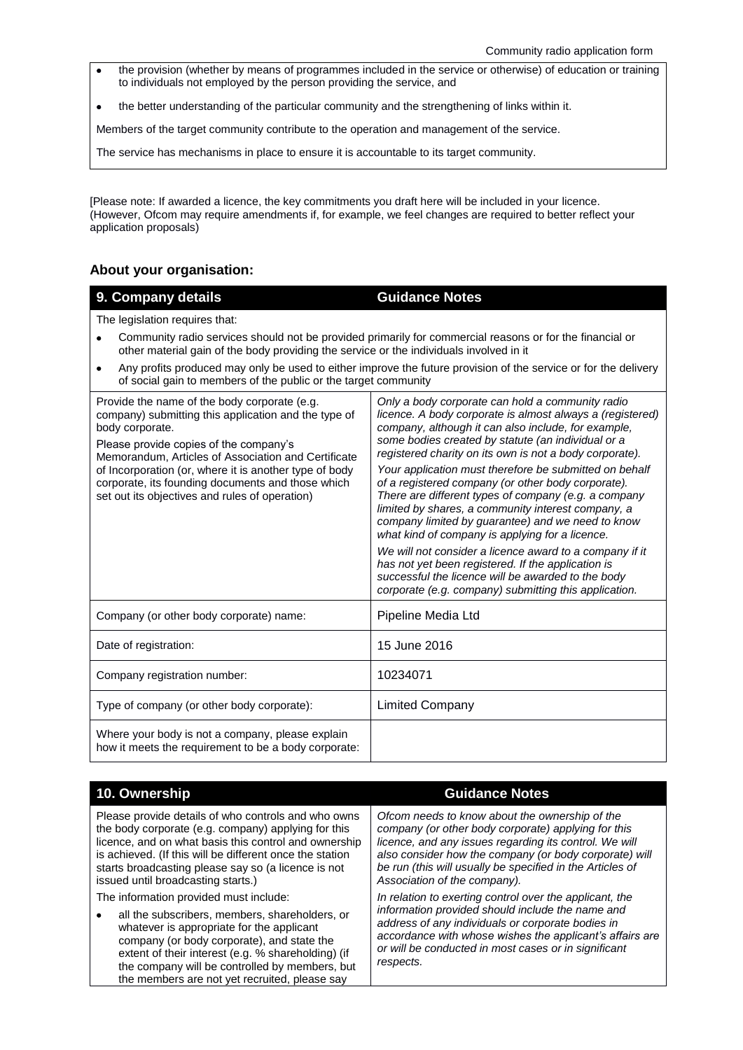- the provision (whether by means of programmes included in the service or otherwise) of education or training to individuals not employed by the person providing the service, and
- the better understanding of the particular community and the strengthening of links within it.

Members of the target community contribute to the operation and management of the service.

The service has mechanisms in place to ensure it is accountable to its target community.

[Please note: If awarded a licence, the key commitments you draft here will be included in your licence. (However, Ofcom may require amendments if, for example, we feel changes are required to better reflect your application proposals)

## About your organisation:

| 9. Company details | Guidance Notes |
|---|---|
| The legislation requires that:<br>• Community radio services should not be provided primarily for commercial reasons or for the financial or other material gain of the body providing the service or the individuals involved in it<br>• Any profits produced may only be used to either improve the future provision of the service or for the delivery of social gain to members of the public or the target community | |
| Provide the name of the body corporate (e.g. company) submitting this application and the type of body corporate.<br><br>Please provide copies of the company's Memorandum, Articles of Association and Certificate of Incorporation (or, where it is another type of body corporate, its founding documents and those which set out its objectives and rules of operation) | *Only a body corporate can hold a community radio licence. A body corporate is almost always a (registered) company, although it can also include, for example, some bodies created by statute (an individual or a registered charity on its own is not a body corporate).*<br><br>*Your application must therefore be submitted on behalf of a registered company (or other body corporate). There are different types of company (e.g. a company limited by shares, a community interest company, a company limited by guarantee) and we need to know what kind of company is applying for a licence.*<br><br>*We will not consider a licence award to a company if it has not yet been registered. If the application is successful the licence will be awarded to the body corporate (e.g. company) submitting this application.* |
| Company (or other body corporate) name: | Pipeline Media Ltd |
| Date of registration: | 15 June 2016 |
| Company registration number: | 10234071 |
| Type of company (or other body corporate): | Limited Company |
| Where your body is not a company, please explain how it meets the requirement to be a body corporate: | |

| 10. Ownership | Guidance Notes |
|---|---|
| Please provide details of who controls and who owns the body corporate (e.g. company) applying for this licence, and on what basis this control and ownership is achieved. (If this will be different once the station starts broadcasting please say so (a licence is not issued until broadcasting starts.)<br><br>The information provided must include:<br>• all the subscribers, members, shareholders, or whatever is appropriate for the applicant company (or body corporate), and state the extent of their interest (e.g. % shareholding) (if the company will be controlled by members, but the members are not yet recruited, please say | *Ofcom needs to know about the ownership of the company (or other body corporate) applying for this licence, and any issues regarding its control. We will also consider how the company (or body corporate) will be run (this will usually be specified in the Articles of Association of the company).*<br><br>*In relation to exerting control over the applicant, the information provided should include the name and address of any individuals or corporate bodies in accordance with whose wishes the applicant's affairs are or will be conducted in most cases or in significant respects.* |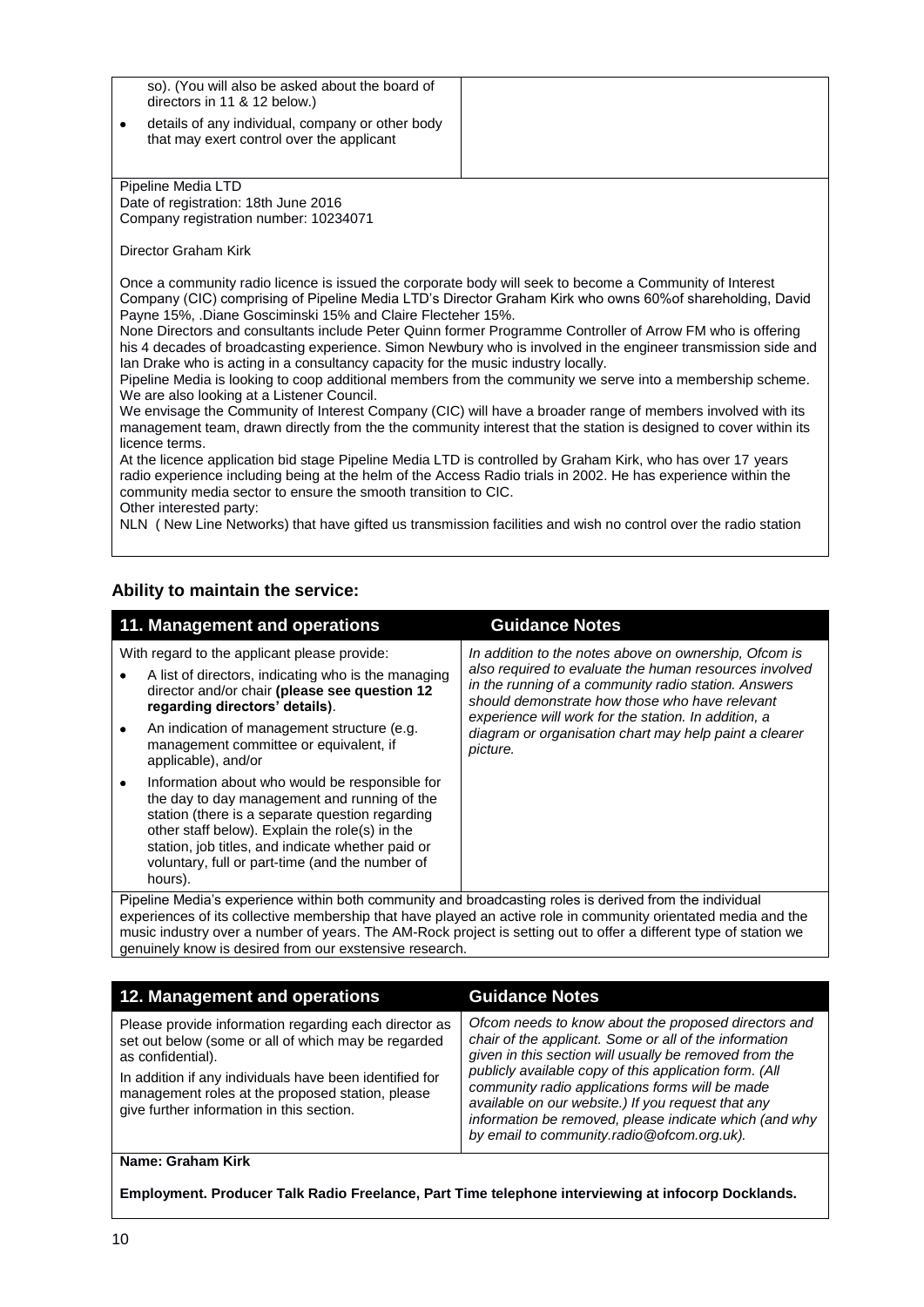| | |
|---|---|
| so). (You will also be asked about the board of directors in 11 & 12 below.)<br>• details of any individual, company or other body that may exert control over the applicant | |

Pipeline Media LTD
Date of registration: 18th June 2016
Company registration number: 10234071

Director Graham Kirk

Once a community radio licence is issued the corporate body will seek to become a Community of Interest Company (CIC) comprising of Pipeline Media LTD's Director Graham Kirk who owns 60%of shareholding, David Payne 15%, .Diane Gosciminski 15% and Claire Flecteher 15%.
None Directors and consultants include Peter Quinn former Programme Controller of Arrow FM who is offering his 4 decades of broadcasting experience. Simon Newbury who is involved in the engineer transmission side and Ian Drake who is acting in a consultancy capacity for the music industry locally.
Pipeline Media is looking to coop additional members from the community we serve into a membership scheme. We are also looking at a Listener Council.
We envisage the Community of Interest Company (CIC) will have a broader range of members involved with its management team, drawn directly from the the community interest that the station is designed to cover within its licence terms.
At the licence application bid stage Pipeline Media LTD is controlled by Graham Kirk, who has over 17 years radio experience including being at the helm of the Access Radio trials in 2002. He has experience within the community media sector to ensure the smooth transition to CIC.
Other interested party:
NLN ( New Line Networks) that have gifted us transmission facilities and wish no control over the radio station

### Ability to maintain the service:

| 11. Management and operations | Guidance Notes |
|---|---|
| With regard to the applicant please provide:<br>• A list of directors, indicating who is the managing director and/or chair **(please see question 12 regarding directors' details)**.<br>• An indication of management structure (e.g. management committee or equivalent, if applicable), and/or<br>• Information about who would be responsible for the day to day management and running of the station (there is a separate question regarding other staff below). Explain the role(s) in the station, job titles, and indicate whether paid or voluntary, full or part-time (and the number of hours). | *In addition to the notes above on ownership, Ofcom is also required to evaluate the human resources involved in the running of a community radio station. Answers should demonstrate how those who have relevant experience will work for the station. In addition, a diagram or organisation chart may help paint a clearer picture.* |

Pipeline Media's experience within both community and broadcasting roles is derived from the individual experiences of its collective membership that have played an active role in community orientated media and the music industry over a number of years. The AM-Rock project is setting out to offer a different type of station we genuinely know is desired from our exstensive research.

| 12. Management and operations | Guidance Notes |
|---|---|
| Please provide information regarding each director as set out below (some or all of which may be regarded as confidential).<br>In addition if any individuals have been identified for management roles at the proposed station, please give further information in this section. | *Ofcom needs to know about the proposed directors and chair of the applicant. Some or all of the information given in this section will usually be removed from the publicly available copy of this application form. (All community radio applications forms will be made available on our website.) If you request that any information be removed, please indicate which (and why by email to community.radio@ofcom.org.uk).* |

**Name: Graham Kirk**

**Employment. Producer Talk Radio Freelance, Part Time telephone interviewing at infocorp Docklands.**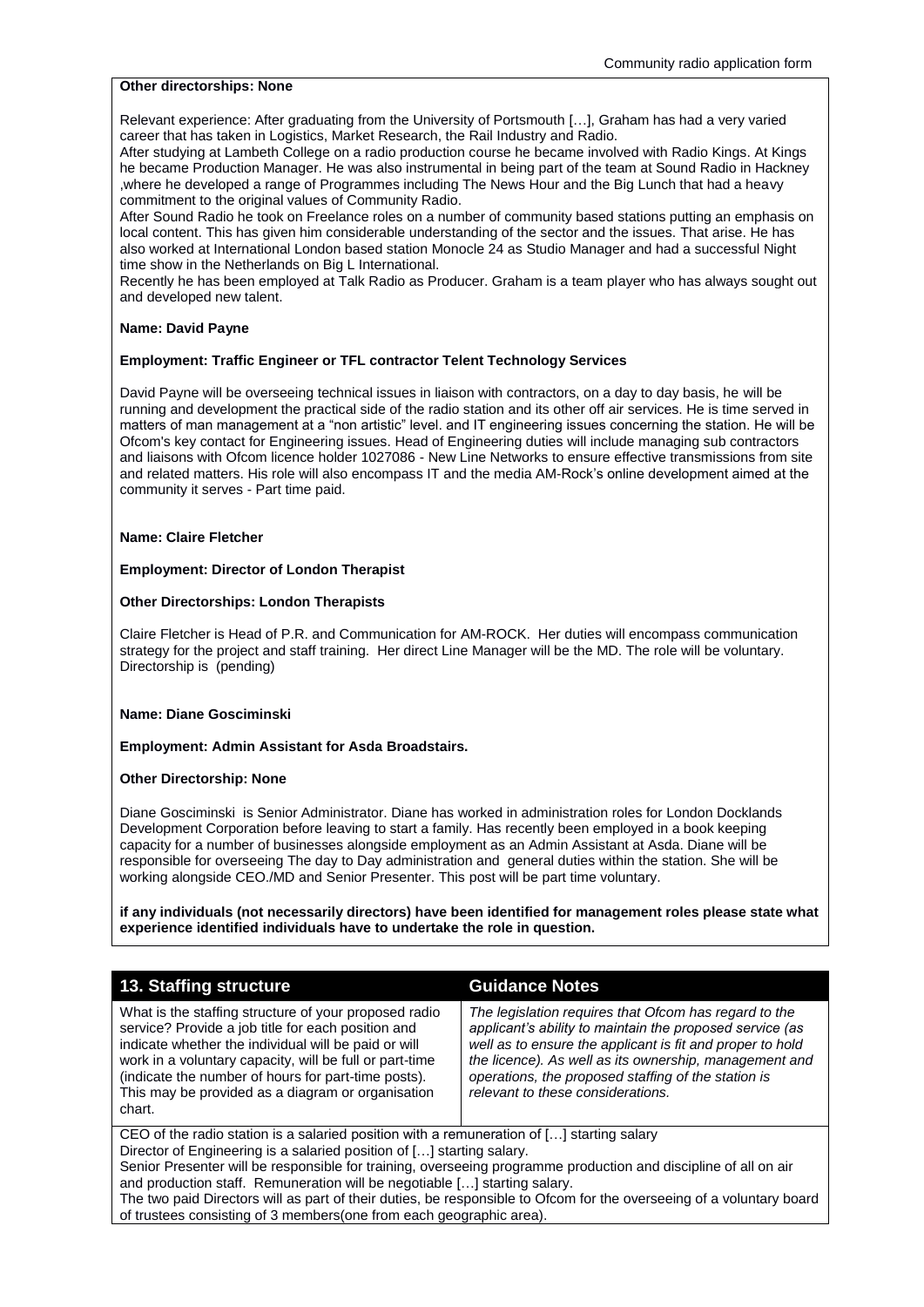**Other directorships: None**

Relevant experience: After graduating from the University of Portsmouth […], Graham has had a very varied career that has taken in Logistics, Market Research, the Rail Industry and Radio.
After studying at Lambeth College on a radio production course he became involved with Radio Kings. At Kings he became Production Manager. He was also instrumental in being part of the team at Sound Radio in Hackney ,where he developed a range of Programmes including The News Hour and the Big Lunch that had a heavy commitment to the original values of Community Radio.
After Sound Radio he took on Freelance roles on a number of community based stations putting an emphasis on local content. This has given him considerable understanding of the sector and the issues. That arise. He has also worked at International London based station Monocle 24 as Studio Manager and had a successful Night time show in the Netherlands on Big L International.
Recently he has been employed at Talk Radio as Producer. Graham is a team player who has always sought out and developed new talent.

**Name: David Payne**

**Employment: Traffic Engineer or TFL contractor Telent Technology Services**

David Payne will be overseeing technical issues in liaison with contractors, on a day to day basis, he will be running and development the practical side of the radio station and its other off air services. He is time served in matters of man management at a "non artistic" level. and IT engineering issues concerning the station. He will be Ofcom's key contact for Engineering issues. Head of Engineering duties will include managing sub contractors and liaisons with Ofcom licence holder 1027086 - New Line Networks to ensure effective transmissions from site and related matters. His role will also encompass IT and the media AM-Rock's online development aimed at the community it serves - Part time paid.

**Name: Claire Fletcher**

**Employment: Director of London Therapist**

**Other Directorships: London Therapists**

Claire Fletcher is Head of P.R. and Communication for AM-ROCK. Her duties will encompass communication strategy for the project and staff training. Her direct Line Manager will be the MD. The role will be voluntary. Directorship is (pending)

**Name: Diane Gosciminski**

**Employment: Admin Assistant for Asda Broadstairs.**

**Other Directorship: None**

Diane Gosciminski is Senior Administrator. Diane has worked in administration roles for London Docklands Development Corporation before leaving to start a family. Has recently been employed in a book keeping capacity for a number of businesses alongside employment as an Admin Assistant at Asda. Diane will be responsible for overseeing The day to Day administration and general duties within the station. She will be working alongside CEO./MD and Senior Presenter. This post will be part time voluntary.

**if any individuals (not necessarily directors) have been identified for management roles please state what experience identified individuals have to undertake the role in question.**

| 13. Staffing structure | Guidance Notes |
|---|---|
| What is the staffing structure of your proposed radio service? Provide a job title for each position and indicate whether the individual will be paid or will work in a voluntary capacity, will be full or part-time (indicate the number of hours for part-time posts). This may be provided as a diagram or organisation chart. | *The legislation requires that Ofcom has regard to the applicant's ability to maintain the proposed service (as well as to ensure the applicant is fit and proper to hold the licence). As well as its ownership, management and operations, the proposed staffing of the station is relevant to these considerations.* |

CEO of the radio station is a salaried position with a remuneration of […] starting salary
Director of Engineering is a salaried position of […] starting salary.
Senior Presenter will be responsible for training, overseeing programme production and discipline of all on air and production staff. Remuneration will be negotiable […] starting salary.
The two paid Directors will as part of their duties, be responsible to Ofcom for the overseeing of a voluntary board of trustees consisting of 3 members(one from each geographic area).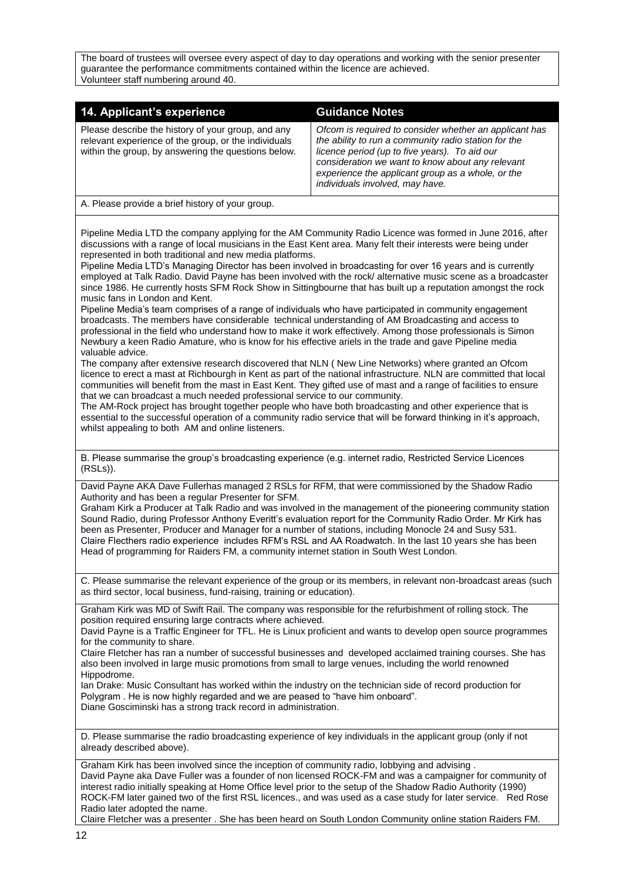The board of trustees will oversee every aspect of day to day operations and working with the senior presenter guarantee the performance commitments contained within the licence are achieved.
Volunteer staff numbering around 40.

| 14. Applicant's experience | Guidance Notes |
| --- | --- |
| Please describe the history of your group, and any relevant experience of the group, or the individuals within the group, by answering the questions below. | *Ofcom is required to consider whether an applicant has the ability to run a community radio station for the licence period (up to five years). To aid our consideration we want to know about any relevant experience the applicant group as a whole, or the individuals involved, may have.* |

A. Please provide a brief history of your group.

Pipeline Media LTD the company applying for the AM Community Radio Licence was formed in June 2016, after discussions with a range of local musicians in the East Kent area. Many felt their interests were being under represented in both traditional and new media platforms.
Pipeline Media LTD's Managing Director has been involved in broadcasting for over 16 years and is currently employed at Talk Radio. David Payne has been involved with the rock/ alternative music scene as a broadcaster since 1986. He currently hosts SFM Rock Show in Sittingbourne that has built up a reputation amongst the rock music fans in London and Kent.
Pipeline Media's team comprises of a range of individuals who have participated in community engagement broadcasts. The members have considerable technical understanding of AM Broadcasting and access to professional in the field who understand how to make it work effectively. Among those professionals is Simon Newbury a keen Radio Amature, who is know for his effective ariels in the trade and gave Pipeline media valuable advice.
The company after extensive research discovered that NLN ( New Line Networks) where granted an Ofcom licence to erect a mast at Richbourgh in Kent as part of the national infrastructure. NLN are committed that local communities will benefit from the mast in East Kent. They gifted use of mast and a range of facilities to ensure that we can broadcast a much needed professional service to our community.
The AM-Rock project has brought together people who have both broadcasting and other experience that is essential to the successful operation of a community radio service that will be forward thinking in it's approach, whilst appealing to both AM and online listeners.

B. Please summarise the group's broadcasting experience (e.g. internet radio, Restricted Service Licences (RSLs)).

David Payne AKA Dave Fullerhas managed 2 RSLs for RFM, that were commissioned by the Shadow Radio Authority and has been a regular Presenter for SFM.
Graham Kirk a Producer at Talk Radio and was involved in the management of the pioneering community station Sound Radio, during Professor Anthony Everitt's evaluation report for the Community Radio Order. Mr Kirk has been as Presenter, Producer and Manager for a number of stations, including Monocle 24 and Susy 531.
Claire Flecthers radio experience includes RFM's RSL and AA Roadwatch. In the last 10 years she has been Head of programming for Raiders FM, a community internet station in South West London.

C. Please summarise the relevant experience of the group or its members, in relevant non-broadcast areas (such as third sector, local business, fund-raising, training or education).

Graham Kirk was MD of Swift Rail. The company was responsible for the refurbishment of rolling stock. The position required ensuring large contracts where achieved.
David Payne is a Traffic Engineer for TFL. He is Linux proficient and wants to develop open source programmes for the community to share.
Claire Fletcher has ran a number of successful businesses and developed acclaimed training courses. She has also been involved in large music promotions from small to large venues, including the world renowned Hippodrome.
Ian Drake: Music Consultant has worked within the industry on the technician side of record production for Polygram . He is now highly regarded and we are peased to "have him onboard".
Diane Gosciminski has a strong track record in administration.

D. Please summarise the radio broadcasting experience of key individuals in the applicant group (only if not already described above).

Graham Kirk has been involved since the inception of community radio, lobbying and advising .
David Payne aka Dave Fuller was a founder of non licensed ROCK-FM and was a campaigner for community of interest radio initially speaking at Home Office level prior to the setup of the Shadow Radio Authority (1990) ROCK-FM later gained two of the first RSL licences., and was used as a case study for later service. Red Rose Radio later adopted the name.
Claire Fletcher was a presenter . She has been heard on South London Community online station Raiders FM.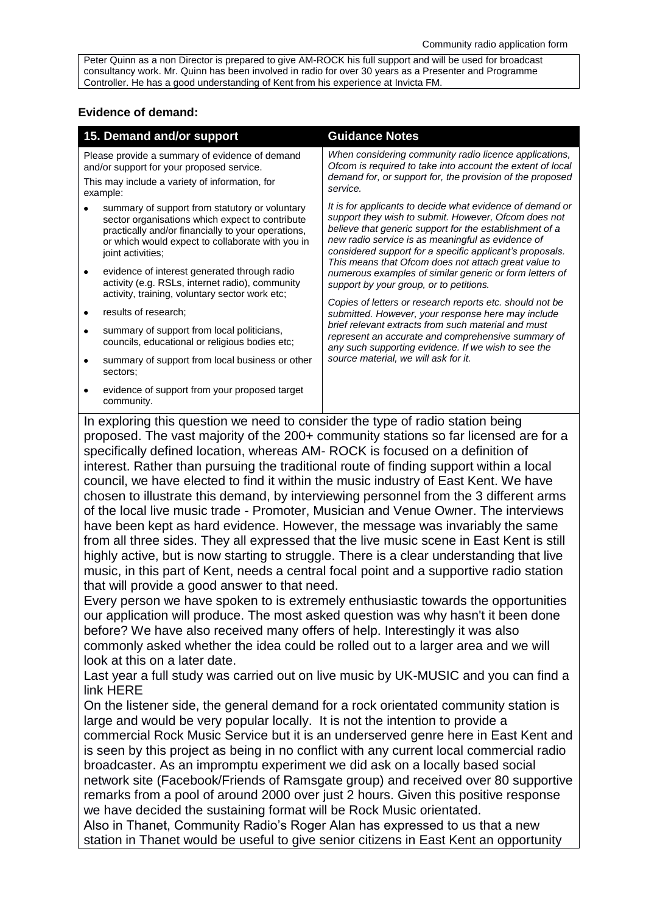Peter Quinn as a non Director is prepared to give AM-ROCK his full support and will be used for broadcast consultancy work. Mr. Quinn has been involved in radio for over 30 years as a Presenter and Programme Controller. He has a good understanding of Kent from his experience at Invicta FM.

**Evidence of demand:**

| 15. Demand and/or support | Guidance Notes |
|---|---|
| Please provide a summary of evidence of demand and/or support for your proposed service.<br>This may include a variety of information, for example:<br>• summary of support from statutory or voluntary sector organisations which expect to contribute practically and/or financially to your operations, or which would expect to collaborate with you in joint activities;<br>• evidence of interest generated through radio activity (e.g. RSLs, internet radio), community activity, training, voluntary sector work etc;<br>• results of research;<br>• summary of support from local politicians, councils, educational or religious bodies etc;<br>• summary of support from local business or other sectors;<br>• evidence of support from your proposed target community. | *When considering community radio licence applications, Ofcom is required to take into account the extent of local demand for, or support for, the provision of the proposed service.*<br>*It is for applicants to decide what evidence of demand or support they wish to submit. However, Ofcom does not believe that generic support for the establishment of a new radio service is as meaningful as evidence of considered support for a specific applicant's proposals. This means that Ofcom does not attach great value to numerous examples of similar generic or form letters of support by your group, or to petitions.*<br>*Copies of letters or research reports etc. should not be submitted. However, your response here may include brief relevant extracts from such material and must represent an accurate and comprehensive summary of any such supporting evidence. If we wish to see the source material, we will ask for it.* |

In exploring this question we need to consider the type of radio station being proposed. The vast majority of the 200+ community stations so far licensed are for a specifically defined location, whereas AM- ROCK is focused on a definition of interest. Rather than pursuing the traditional route of finding support within a local council, we have elected to find it within the music industry of East Kent. We have chosen to illustrate this demand, by interviewing personnel from the 3 different arms of the local live music trade - Promoter, Musician and Venue Owner. The interviews have been kept as hard evidence. However, the message was invariably the same from all three sides. They all expressed that the live music scene in East Kent is still highly active, but is now starting to struggle. There is a clear understanding that live music, in this part of Kent, needs a central focal point and a supportive radio station that will provide a good answer to that need.

Every person we have spoken to is extremely enthusiastic towards the opportunities our application will produce. The most asked question was why hasn't it been done before? We have also received many offers of help. Interestingly it was also commonly asked whether the idea could be rolled out to a larger area and we will look at this on a later date.

Last year a full study was carried out on live music by UK-MUSIC and you can find a link HERE

On the listener side, the general demand for a rock orientated community station is large and would be very popular locally. It is not the intention to provide a commercial Rock Music Service but it is an underserved genre here in East Kent and is seen by this project as being in no conflict with any current local commercial radio broadcaster. As an impromptu experiment we did ask on a locally based social network site (Facebook/Friends of Ramsgate group) and received over 80 supportive remarks from a pool of around 2000 over just 2 hours. Given this positive response we have decided the sustaining format will be Rock Music orientated.

Also in Thanet, Community Radio's Roger Alan has expressed to us that a new station in Thanet would be useful to give senior citizens in East Kent an opportunity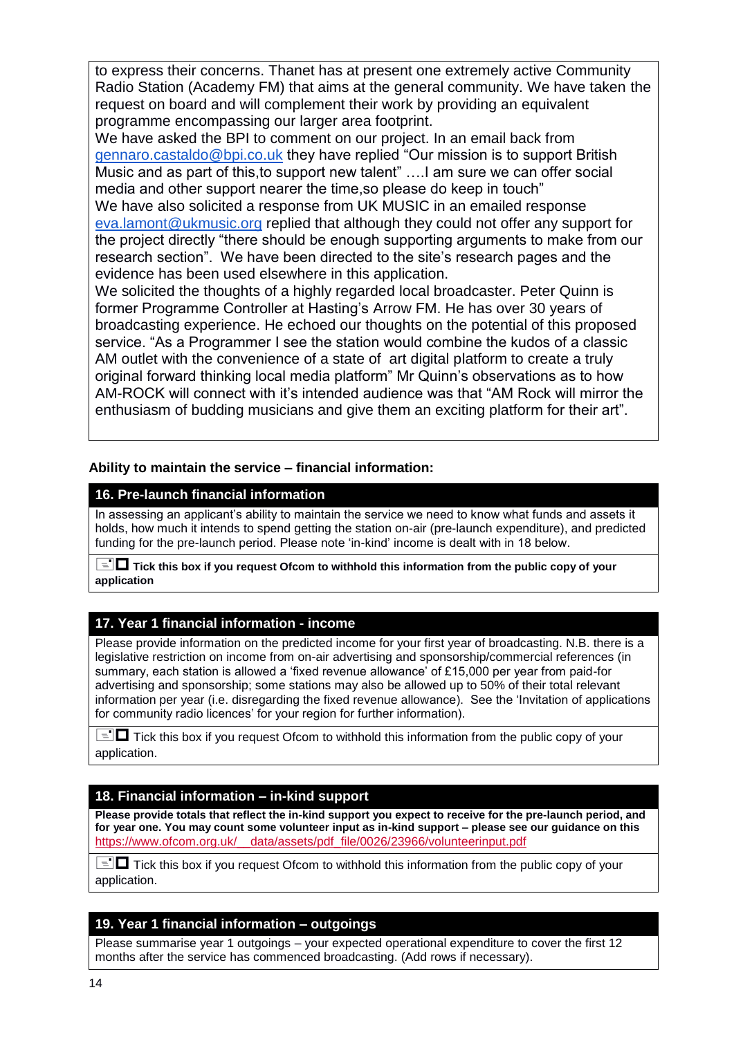to express their concerns. Thanet has at present one extremely active Community Radio Station (Academy FM) that aims at the general community. We have taken the request on board and will complement their work by providing an equivalent programme encompassing our larger area footprint.

We have asked the BPI to comment on our project. In an email back from gennaro.castaldo@bpi.co.uk they have replied "Our mission is to support British Music and as part of this,to support new talent" ….I am sure we can offer social media and other support nearer the time,so please do keep in touch"

We have also solicited a response from UK MUSIC in an emailed response eva.lamont@ukmusic.org replied that although they could not offer any support for the project directly "there should be enough supporting arguments to make from our research section". We have been directed to the site's research pages and the evidence has been used elsewhere in this application.

We solicited the thoughts of a highly regarded local broadcaster. Peter Quinn is former Programme Controller at Hasting's Arrow FM. He has over 30 years of broadcasting experience. He echoed our thoughts on the potential of this proposed service. "As a Programmer I see the station would combine the kudos of a classic AM outlet with the convenience of a state of art digital platform to create a truly original forward thinking local media platform" Mr Quinn's observations as to how AM-ROCK will connect with it's intended audience was that "AM Rock will mirror the enthusiasm of budding musicians and give them an exciting platform for their art".

**Ability to maintain the service – financial information:**

## 16. Pre-launch financial information

In assessing an applicant's ability to maintain the service we need to know what funds and assets it holds, how much it intends to spend getting the station on-air (pre-launch expenditure), and predicted funding for the pre-launch period. Please note 'in-kind' income is dealt with in 18 below.

☐ **Tick this box if you request Ofcom to withhold this information from the public copy of your application**

## 17. Year 1 financial information - income

Please provide information on the predicted income for your first year of broadcasting. N.B. there is a legislative restriction on income from on-air advertising and sponsorship/commercial references (in summary, each station is allowed a 'fixed revenue allowance' of £15,000 per year from paid-for advertising and sponsorship; some stations may also be allowed up to 50% of their total relevant information per year (i.e. disregarding the fixed revenue allowance). See the 'Invitation of applications for community radio licences' for your region for further information).

☐ Tick this box if you request Ofcom to withhold this information from the public copy of your application.

## 18. Financial information – in-kind support

**Please provide totals that reflect the in-kind support you expect to receive for the pre-launch period, and for year one. You may count some volunteer input as in-kind support – please see our guidance on this** https://www.ofcom.org.uk/__data/assets/pdf_file/0026/23966/volunteerinput.pdf

☐ Tick this box if you request Ofcom to withhold this information from the public copy of your application.

## 19. Year 1 financial information – outgoings

Please summarise year 1 outgoings – your expected operational expenditure to cover the first 12 months after the service has commenced broadcasting. (Add rows if necessary).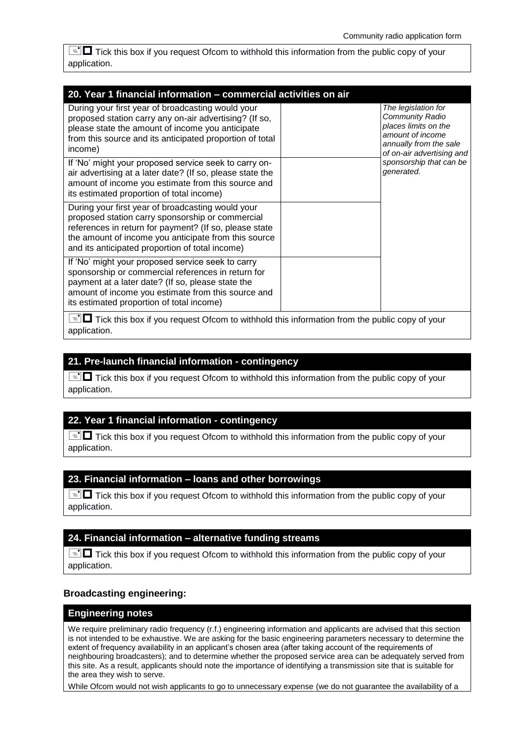☐ Tick this box if you request Ofcom to withhold this information from the public copy of your application.

## 20. Year 1 financial information – commercial activities on air

| | | |
|---|---|---|
| During your first year of broadcasting would your proposed station carry any on-air advertising? (If so, please state the amount of income you anticipate from this source and its anticipated proportion of total income) | | *The legislation for Community Radio places limits on the amount of income annually from the sale of on-air advertising and sponsorship that can be generated.* |
| If 'No' might your proposed service seek to carry on-air advertising at a later date? (If so, please state the amount of income you estimate from this source and its estimated proportion of total income) | | |
| During your first year of broadcasting would your proposed station carry sponsorship or commercial references in return for payment? (If so, please state the amount of income you anticipate from this source and its anticipated proportion of total income) | | |
| If 'No' might your proposed service seek to carry sponsorship or commercial references in return for payment at a later date? (If so, please state the amount of income you estimate from this source and its estimated proportion of total income) | | |

☐ Tick this box if you request Ofcom to withhold this information from the public copy of your application.

## 21. Pre-launch financial information - contingency

☐ Tick this box if you request Ofcom to withhold this information from the public copy of your application.

## 22. Year 1 financial information - contingency

☐ Tick this box if you request Ofcom to withhold this information from the public copy of your application.

## 23. Financial information – loans and other borrowings

☐ Tick this box if you request Ofcom to withhold this information from the public copy of your application.

## 24. Financial information – alternative funding streams

☐ Tick this box if you request Ofcom to withhold this information from the public copy of your application.

### Broadcasting engineering:

## Engineering notes

We require preliminary radio frequency (r.f.) engineering information and applicants are advised that this section is not intended to be exhaustive. We are asking for the basic engineering parameters necessary to determine the extent of frequency availability in an applicant's chosen area (after taking account of the requirements of neighbouring broadcasters); and to determine whether the proposed service area can be adequately served from this site. As a result, applicants should note the importance of identifying a transmission site that is suitable for the area they wish to serve.

While Ofcom would not wish applicants to go to unnecessary expense (we do not guarantee the availability of a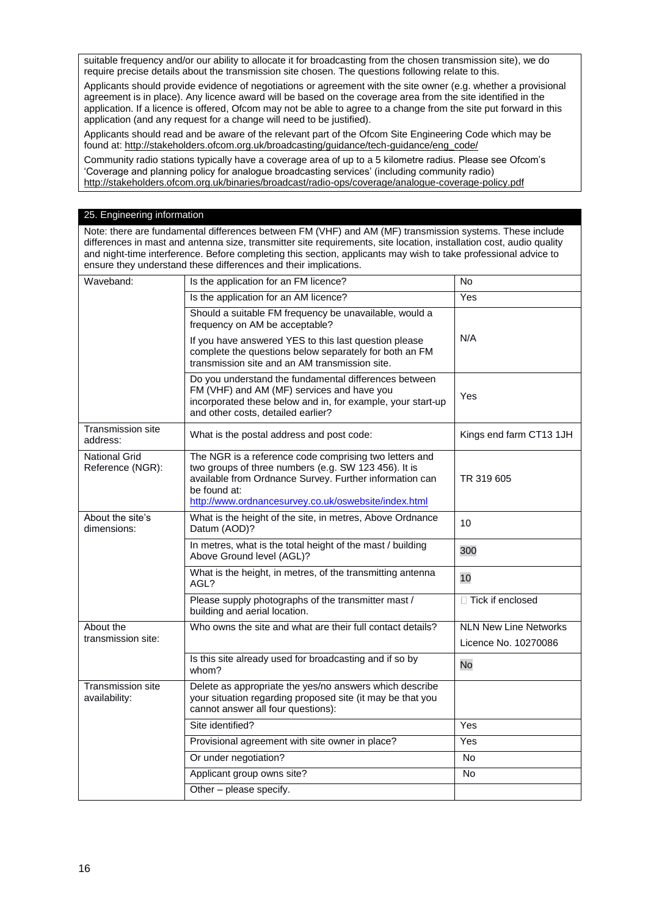suitable frequency and/or our ability to allocate it for broadcasting from the chosen transmission site), we do require precise details about the transmission site chosen. The questions following relate to this.

Applicants should provide evidence of negotiations or agreement with the site owner (e.g. whether a provisional agreement is in place). Any licence award will be based on the coverage area from the site identified in the application. If a licence is offered, Ofcom may not be able to agree to a change from the site put forward in this application (and any request for a change will need to be justified).

Applicants should read and be aware of the relevant part of the Ofcom Site Engineering Code which may be found at: http://stakeholders.ofcom.org.uk/broadcasting/guidance/tech-guidance/eng_code/

Community radio stations typically have a coverage area of up to a 5 kilometre radius. Please see Ofcom's 'Coverage and planning policy for analogue broadcasting services' (including community radio) http://stakeholders.ofcom.org.uk/binaries/broadcast/radio-ops/coverage/analogue-coverage-policy.pdf

## 25. Engineering information

Note: there are fundamental differences between FM (VHF) and AM (MF) transmission systems. These include differences in mast and antenna size, transmitter site requirements, site location, installation cost, audio quality and night-time interference. Before completing this section, applicants may wish to take professional advice to ensure they understand these differences and their implications.

| | | |
|---|---|---|
| Waveband: | Is the application for an FM licence? | No |
| | Is the application for an AM licence? | Yes |
| | Should a suitable FM frequency be unavailable, would a frequency on AM be acceptable?<br>If you have answered YES to this last question please complete the questions below separately for both an FM transmission site and an AM transmission site. | N/A |
| | Do you understand the fundamental differences between FM (VHF) and AM (MF) services and have you incorporated these below and in, for example, your start-up and other costs, detailed earlier? | Yes |
| Transmission site address: | What is the postal address and post code: | Kings end farm CT13 1JH |
| National Grid Reference (NGR): | The NGR is a reference code comprising two letters and two groups of three numbers (e.g. SW 123 456). It is available from Ordnance Survey. Further information can be found at: http://www.ordnancesurvey.co.uk/oswebsite/index.html | TR 319 605 |
| About the site's dimensions: | What is the height of the site, in metres, Above Ordnance Datum (AOD)? | 10 |
| | In metres, what is the total height of the mast / building Above Ground level (AGL)? | 300 |
| | What is the height, in metres, of the transmitting antenna AGL? | 10 |
| | Please supply photographs of the transmitter mast / building and aerial location. | ☐ Tick if enclosed |
| About the transmission site: | Who owns the site and what are their full contact details? | NLN New Line Networks<br>Licence No. 10270086 |
| | Is this site already used for broadcasting and if so by whom? | No |
| Transmission site availability: | Delete as appropriate the yes/no answers which describe your situation regarding proposed site (it may be that you cannot answer all four questions): | |
| | Site identified? | Yes |
| | Provisional agreement with site owner in place? | Yes |
| | Or under negotiation? | No |
| | Applicant group owns site? | No |
| | Other – please specify. | |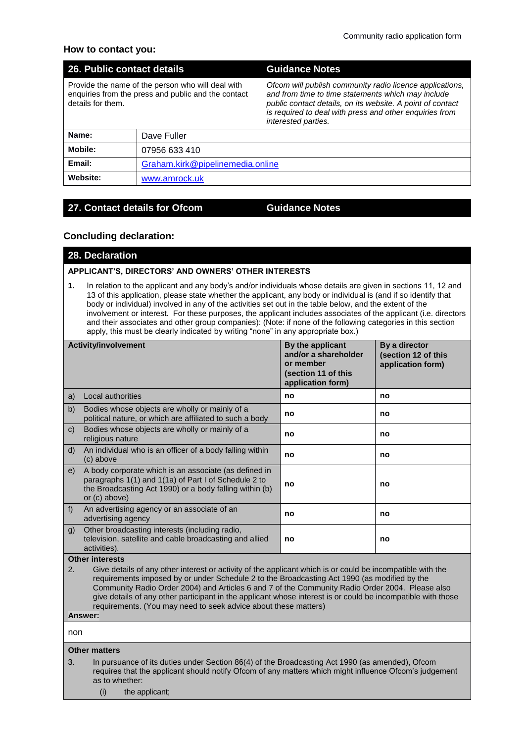## How to contact you:

| 26. Public contact details | | Guidance Notes |
|---|---|---|
| Provide the name of the person who will deal with enquiries from the press and public and the contact details for them. | | *Ofcom will publish community radio licence applications, and from time to time statements which may include public contact details, on its website. A point of contact is required to deal with press and other enquiries from interested parties.* |
| **Name:** | Dave Fuller | |
| **Mobile:** | 07956 633 410 | |
| **Email:** | Graham.kirk@pipelinemedia.online | |
| **Website:** | www.amrock.uk | |

| 27. Contact details for Ofcom | Guidance Notes |
|---|---|

## Concluding declaration:

### 28. Declaration

**APPLICANT'S, DIRECTORS' AND OWNERS' OTHER INTERESTS**

**1.** In relation to the applicant and any body's and/or individuals whose details are given in sections 11, 12 and 13 of this application, please state whether the applicant, any body or individual is (and if so identify that body or individual) involved in any of the activities set out in the table below, and the extent of the involvement or interest. For these purposes, the applicant includes associates of the applicant (i.e. directors and their associates and other group companies): (Note: if none of the following categories in this section apply, this must be clearly indicated by writing "none" in any appropriate box.)

| | Activity/involvement | By the applicant and/or a shareholder or member (section 11 of this application form) | By a director (section 12 of this application form) |
|---|---|---|---|
| a) | Local authorities | **no** | **no** |
| b) | Bodies whose objects are wholly or mainly of a political nature, or which are affiliated to such a body | **no** | **no** |
| c) | Bodies whose objects are wholly or mainly of a religious nature | **no** | **no** |
| d) | An individual who is an officer of a body falling within (c) above | **no** | **no** |
| e) | A body corporate which is an associate (as defined in paragraphs 1(1) and 1(1a) of Part I of Schedule 2 to the Broadcasting Act 1990) or a body falling within (b) or (c) above) | **no** | **no** |
| f) | An advertising agency or an associate of an advertising agency | **no** | **no** |
| g) | Other broadcasting interests (including radio, television, satellite and cable broadcasting and allied activities). | **no** | **no** |

**Other interests**

2. Give details of any other interest or activity of the applicant which is or could be incompatible with the requirements imposed by or under Schedule 2 to the Broadcasting Act 1990 (as modified by the Community Radio Order 2004) and Articles 6 and 7 of the Community Radio Order 2004. Please also give details of any other participant in the applicant whose interest is or could be incompatible with those requirements. (You may need to seek advice about these matters)

**Answer:**

non

**Other matters**

3. In pursuance of its duties under Section 86(4) of the Broadcasting Act 1990 (as amended), Ofcom requires that the applicant should notify Ofcom of any matters which might influence Ofcom's judgement as to whether:

   (i) the applicant;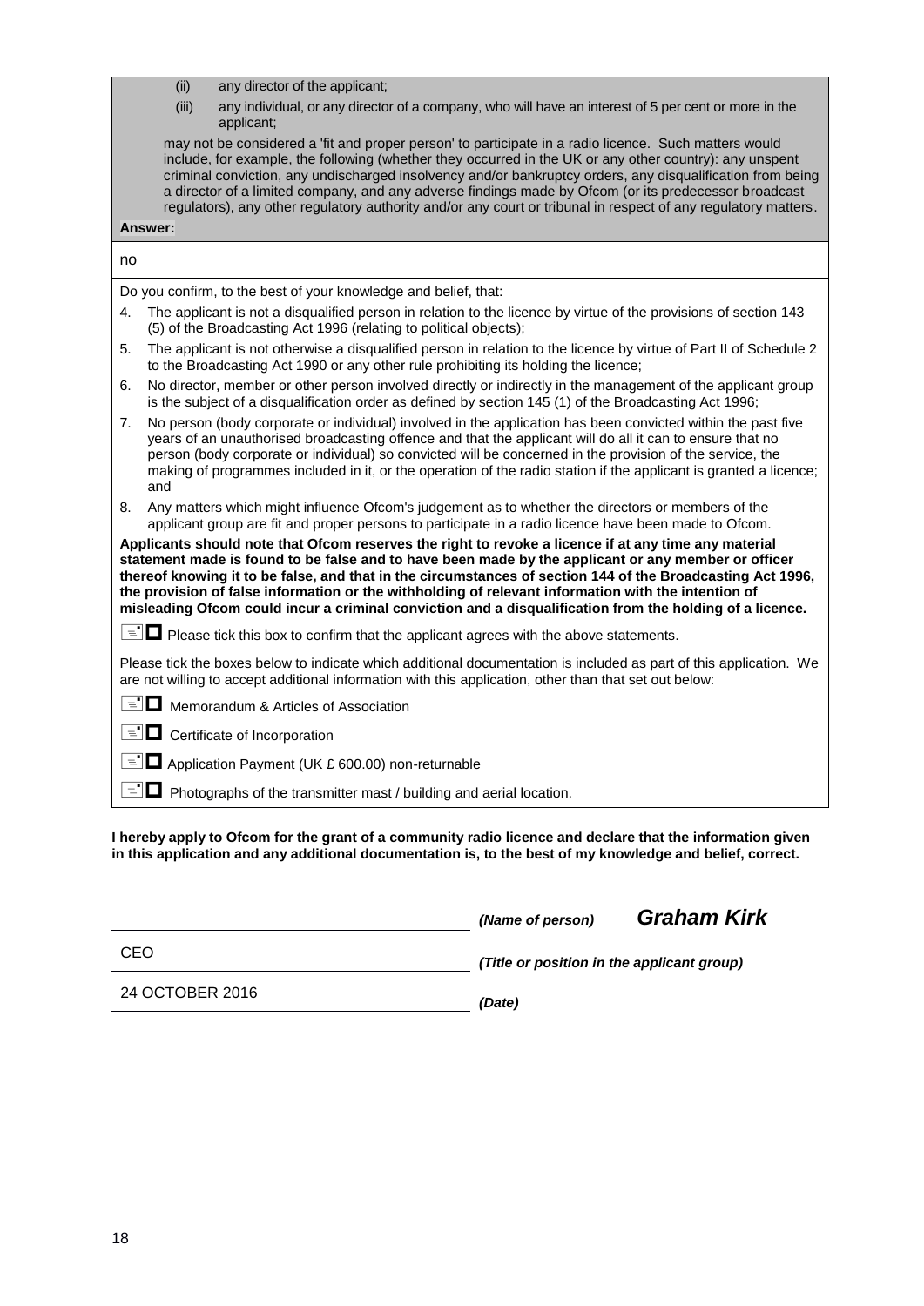(ii) any director of the applicant;

(iii) any individual, or any director of a company, who will have an interest of 5 per cent or more in the applicant;

may not be considered a 'fit and proper person' to participate in a radio licence. Such matters would include, for example, the following (whether they occurred in the UK or any other country): any unspent criminal conviction, any undischarged insolvency and/or bankruptcy orders, any disqualification from being a director of a limited company, and any adverse findings made by Ofcom (or its predecessor broadcast regulators), any other regulatory authority and/or any court or tribunal in respect of any regulatory matters.

**Answer:**

no

Do you confirm, to the best of your knowledge and belief, that:

4. The applicant is not a disqualified person in relation to the licence by virtue of the provisions of section 143 (5) of the Broadcasting Act 1996 (relating to political objects);
5. The applicant is not otherwise a disqualified person in relation to the licence by virtue of Part II of Schedule 2 to the Broadcasting Act 1990 or any other rule prohibiting its holding the licence;
6. No director, member or other person involved directly or indirectly in the management of the applicant group is the subject of a disqualification order as defined by section 145 (1) of the Broadcasting Act 1996;
7. No person (body corporate or individual) involved in the application has been convicted within the past five years of an unauthorised broadcasting offence and that the applicant will do all it can to ensure that no person (body corporate or individual) so convicted will be concerned in the provision of the service, the making of programmes included in it, or the operation of the radio station if the applicant is granted a licence; and
8. Any matters which might influence Ofcom's judgement as to whether the directors or members of the applicant group are fit and proper persons to participate in a radio licence have been made to Ofcom.

**Applicants should note that Ofcom reserves the right to revoke a licence if at any time any material statement made is found to be false and to have been made by the applicant or any member or officer thereof knowing it to be false, and that in the circumstances of section 144 of the Broadcasting Act 1996, the provision of false information or the withholding of relevant information with the intention of misleading Ofcom could incur a criminal conviction and a disqualification from the holding of a licence.**

☐ Please tick this box to confirm that the applicant agrees with the above statements.

Please tick the boxes below to indicate which additional documentation is included as part of this application. We are not willing to accept additional information with this application, other than that set out below:

☐ Memorandum & Articles of Association

☐ Certificate of Incorporation

☐ Application Payment (UK £ 600.00) non-returnable

☐ Photographs of the transmitter mast / building and aerial location.

**I hereby apply to Ofcom for the grant of a community radio licence and declare that the information given in this application and any additional documentation is, to the best of my knowledge and belief, correct.**

| | |
|---|---|
| | ***(Name of person)*** ***Graham Kirk*** |
| CEO | ***(Title or position in the applicant group)*** |
| 24 OCTOBER 2016 | ***(Date)*** |